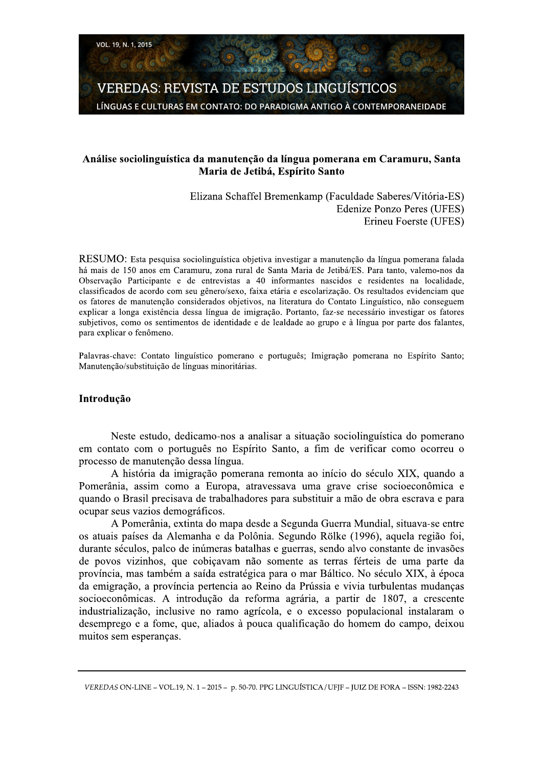# Análise sociolinguística da manutenção da língua pomerana em Caramuru, Santa Maria de Jetibá, Espírito Santo

Elizana Schaffel Bremenkamp (Faculdade Saberes/Vitória-ES)
Edenize Ponzo Peres (UFES)
Erineu Foerste (UFES)

RESUMO: Esta pesquisa sociolinguística objetiva investigar a manutenção da língua pomerana falada há mais de 150 anos em Caramuru, zona rural de Santa Maria de Jetibá/ES. Para tanto, valemo-nos da Observação Participante e de entrevistas a 40 informantes nascidos e residentes na localidade, classificados de acordo com seu gênero/sexo, faixa etária e escolarização. Os resultados evidenciam que os fatores de manutenção considerados objetivos, na literatura do Contato Linguístico, não conseguem explicar a longa existência dessa língua de imigração. Portanto, faz-se necessário investigar os fatores subjetivos, como os sentimentos de identidade e de lealdade ao grupo e à língua por parte dos falantes, para explicar o fenômeno.

Palavras-chave: Contato linguístico pomerano e português; Imigração pomerana no Espírito Santo; Manutenção/substituição de línguas minoritárias.

## Introdução

Neste estudo, dedicamo-nos a analisar a situação sociolinguística do pomerano em contato com o português no Espírito Santo, a fim de verificar como ocorreu o processo de manutenção dessa língua.

A história da imigração pomerana remonta ao início do século XIX, quando a Pomerânia, assim como a Europa, atravessava uma grave crise socioeconômica e quando o Brasil precisava de trabalhadores para substituir a mão de obra escrava e para ocupar seus vazios demográficos.

A Pomerânia, extinta do mapa desde a Segunda Guerra Mundial, situava-se entre os atuais países da Alemanha e da Polônia. Segundo Rölke (1996), aquela região foi, durante séculos, palco de inúmeras batalhas e guerras, sendo alvo constante de invasões de povos vizinhos, que cobiçavam não somente as terras férteis de uma parte da província, mas também a saída estratégica para o mar Báltico. No século XIX, à época da emigração, a província pertencia ao Reino da Prússia e vivia turbulentas mudanças socioeconômicas. A introdução da reforma agrária, a partir de 1807, a crescente industrialização, inclusive no ramo agrícola, e o excesso populacional instalaram o desemprego e a fome, que, aliados à pouca qualificação do homem do campo, deixou muitos sem esperanças.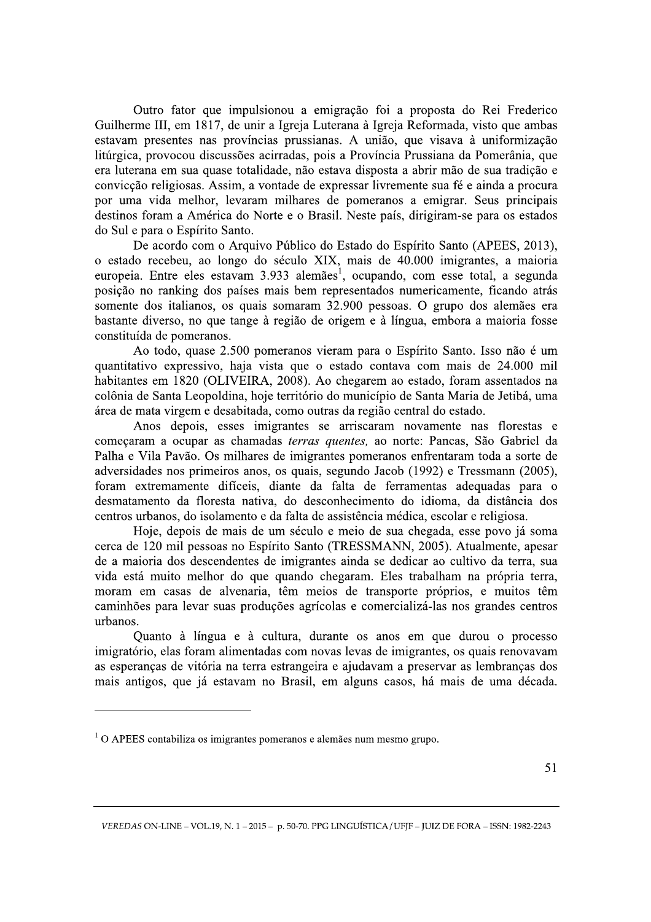Outro fator que impulsionou a emigração foi a proposta do Rei Frederico Guilherme III, em 1817, de unir a Igreja Luterana à Igreja Reformada, visto que ambas estavam presentes nas províncias prussianas. A união, que visava à uniformização litúrgica, provocou discussões acirradas, pois a Província Prussiana da Pomerânia, que era luterana em sua quase totalidade, não estava disposta a abrir mão de sua tradição e convicção religiosas. Assim, a vontade de expressar livremente sua fé e ainda a procura por uma vida melhor, levaram milhares de pomeranos a emigrar. Seus principais destinos foram a América do Norte e o Brasil. Neste país, dirigiram-se para os estados do Sul e para o Espírito Santo.

De acordo com o Arquivo Público do Estado do Espírito Santo (APEES, 2013), o estado recebeu, ao longo do século XIX, mais de 40.000 imigrantes, a maioria europeia. Entre eles estavam 3.933 alemães[1], ocupando, com esse total, a segunda posição no ranking dos países mais bem representados numericamente, ficando atrás somente dos italianos, os quais somaram 32.900 pessoas. O grupo dos alemães era bastante diverso, no que tange à região de origem e à língua, embora a maioria fosse constituída de pomeranos.

Ao todo, quase 2.500 pomeranos vieram para o Espírito Santo. Isso não é um quantitativo expressivo, haja vista que o estado contava com mais de 24.000 mil habitantes em 1820 (OLIVEIRA, 2008). Ao chegarem ao estado, foram assentados na colônia de Santa Leopoldina, hoje território do município de Santa Maria de Jetibá, uma área de mata virgem e desabitada, como outras da região central do estado.

Anos depois, esses imigrantes se arriscaram novamente nas florestas e começaram a ocupar as chamadas *terras quentes,* ao norte: Pancas, São Gabriel da Palha e Vila Pavão. Os milhares de imigrantes pomeranos enfrentaram toda a sorte de adversidades nos primeiros anos, os quais, segundo Jacob (1992) e Tressmann (2005), foram extremamente difíceis, diante da falta de ferramentas adequadas para o desmatamento da floresta nativa, do desconhecimento do idioma, da distância dos centros urbanos, do isolamento e da falta de assistência médica, escolar e religiosa.

Hoje, depois de mais de um século e meio de sua chegada, esse povo já soma cerca de 120 mil pessoas no Espírito Santo (TRESSMANN, 2005). Atualmente, apesar de a maioria dos descendentes de imigrantes ainda se dedicar ao cultivo da terra, sua vida está muito melhor do que quando chegaram. Eles trabalham na própria terra, moram em casas de alvenaria, têm meios de transporte próprios, e muitos têm caminhões para levar suas produções agrícolas e comercializá-las nos grandes centros urbanos.

Quanto à língua e à cultura, durante os anos em que durou o processo imigratório, elas foram alimentadas com novas levas de imigrantes, os quais renovavam as esperanças de vitória na terra estrangeira e ajudavam a preservar as lembranças dos mais antigos, que já estavam no Brasil, em alguns casos, há mais de uma década.

---

[1] O APEES contabiliza os imigrantes pomeranos e alemães num mesmo grupo.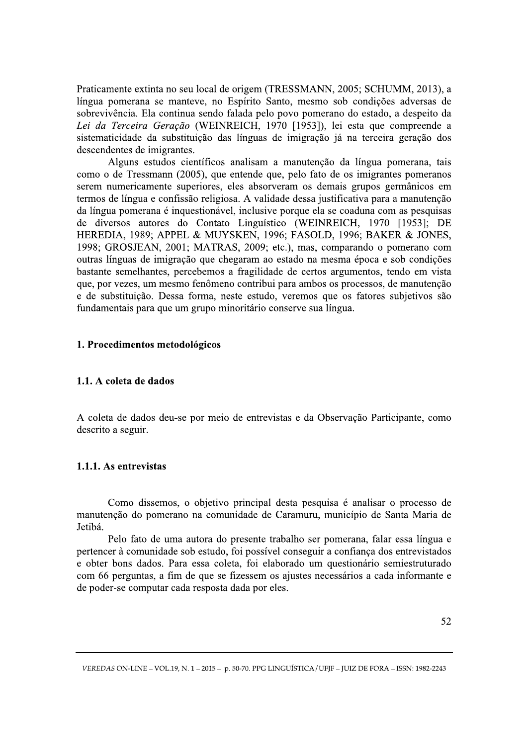Praticamente extinta no seu local de origem (TRESSMANN, 2005; SCHUMM, 2013), a língua pomerana se manteve, no Espírito Santo, mesmo sob condições adversas de sobrevivência. Ela continua sendo falada pelo povo pomerano do estado, a despeito da *Lei da Terceira Geração* (WEINREICH, 1970 [1953]), lei esta que compreende a sistematicidade da substituição das línguas de imigração já na terceira geração dos descendentes de imigrantes.

Alguns estudos científicos analisam a manutenção da língua pomerana, tais como o de Tressmann (2005), que entende que, pelo fato de os imigrantes pomeranos serem numericamente superiores, eles absorveram os demais grupos germânicos em termos de língua e confissão religiosa. A validade dessa justificativa para a manutenção da língua pomerana é inquestionável, inclusive porque ela se coaduna com as pesquisas de diversos autores do Contato Linguístico (WEINREICH, 1970 [1953]; DE HEREDIA, 1989; APPEL & MUYSKEN, 1996; FASOLD, 1996; BAKER & JONES, 1998; GROSJEAN, 2001; MATRAS, 2009; etc.), mas, comparando o pomerano com outras línguas de imigração que chegaram ao estado na mesma época e sob condições bastante semelhantes, percebemos a fragilidade de certos argumentos, tendo em vista que, por vezes, um mesmo fenômeno contribui para ambos os processos, de manutenção e de substituição. Dessa forma, neste estudo, veremos que os fatores subjetivos são fundamentais para que um grupo minoritário conserve sua língua.

## 1. Procedimentos metodológicos

### 1.1. A coleta de dados

A coleta de dados deu-se por meio de entrevistas e da Observação Participante, como descrito a seguir.

#### 1.1.1. As entrevistas

Como dissemos, o objetivo principal desta pesquisa é analisar o processo de manutenção do pomerano na comunidade de Caramuru, município de Santa Maria de Jetibá.

Pelo fato de uma autora do presente trabalho ser pomerana, falar essa língua e pertencer à comunidade sob estudo, foi possível conseguir a confiança dos entrevistados e obter bons dados. Para essa coleta, foi elaborado um questionário semiestruturado com 66 perguntas, a fim de que se fizessem os ajustes necessários a cada informante e de poder-se computar cada resposta dada por eles.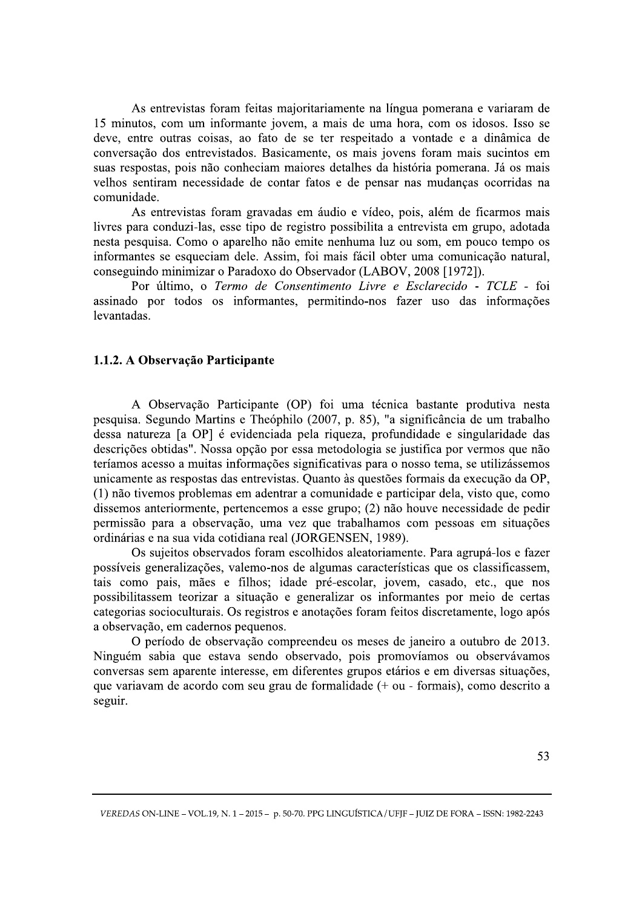As entrevistas foram feitas majoritariamente na língua pomerana e variaram de 15 minutos, com um informante jovem, a mais de uma hora, com os idosos. Isso se deve, entre outras coisas, ao fato de se ter respeitado a vontade e a dinâmica de conversação dos entrevistados. Basicamente, os mais jovens foram mais sucintos em suas respostas, pois não conheciam maiores detalhes da história pomerana. Já os mais velhos sentiram necessidade de contar fatos e de pensar nas mudanças ocorridas na comunidade.

As entrevistas foram gravadas em áudio e vídeo, pois, além de ficarmos mais livres para conduzi-las, esse tipo de registro possibilita a entrevista em grupo, adotada nesta pesquisa. Como o aparelho não emite nenhuma luz ou som, em pouco tempo os informantes se esqueciam dele. Assim, foi mais fácil obter uma comunicação natural, conseguindo minimizar o Paradoxo do Observador (LABOV, 2008 [1972]).

Por último, o *Termo de Consentimento Livre e Esclarecido - TCLE* - foi assinado por todos os informantes, permitindo-nos fazer uso das informações levantadas.

### 1.1.2. A Observação Participante

A Observação Participante (OP) foi uma técnica bastante produtiva nesta pesquisa. Segundo Martins e Theóphilo (2007, p. 85), "a significância de um trabalho dessa natureza [a OP] é evidenciada pela riqueza, profundidade e singularidade das descrições obtidas". Nossa opção por essa metodologia se justifica por vermos que não teríamos acesso a muitas informações significativas para o nosso tema, se utilizássemos unicamente as respostas das entrevistas. Quanto às questões formais da execução da OP, (1) não tivemos problemas em adentrar a comunidade e participar dela, visto que, como dissemos anteriormente, pertencemos a esse grupo; (2) não houve necessidade de pedir permissão para a observação, uma vez que trabalhamos com pessoas em situações ordinárias e na sua vida cotidiana real (JORGENSEN, 1989).

Os sujeitos observados foram escolhidos aleatoriamente. Para agrupá-los e fazer possíveis generalizações, valemo-nos de algumas características que os classificassem, tais como pais, mães e filhos; idade pré-escolar, jovem, casado, etc., que nos possibilitassem teorizar a situação e generalizar os informantes por meio de certas categorias socioculturais. Os registros e anotações foram feitos discretamente, logo após a observação, em cadernos pequenos.

O período de observação compreendeu os meses de janeiro a outubro de 2013. Ninguém sabia que estava sendo observado, pois promovíamos ou observávamos conversas sem aparente interesse, em diferentes grupos etários e em diversas situações, que variavam de acordo com seu grau de formalidade (+ ou - formais), como descrito a seguir.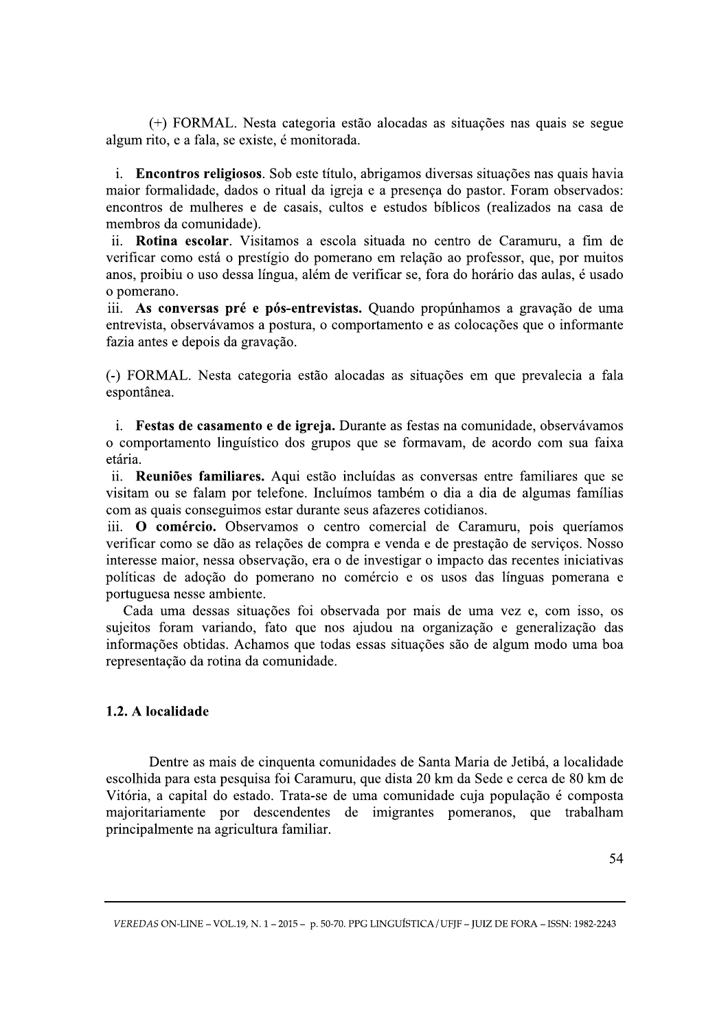(+) FORMAL. Nesta categoria estão alocadas as situações nas quais se segue algum rito, e a fala, se existe, é monitorada.

i. **Encontros religiosos**. Sob este título, abrigamos diversas situações nas quais havia maior formalidade, dados o ritual da igreja e a presença do pastor. Foram observados: encontros de mulheres e de casais, cultos e estudos bíblicos (realizados na casa de membros da comunidade).

ii. **Rotina escolar**. Visitamos a escola situada no centro de Caramuru, a fim de verificar como está o prestígio do pomerano em relação ao professor, que, por muitos anos, proibiu o uso dessa língua, além de verificar se, fora do horário das aulas, é usado o pomerano.

iii. **As conversas pré e pós-entrevistas.** Quando propúnhamos a gravação de uma entrevista, observávamos a postura, o comportamento e as colocações que o informante fazia antes e depois da gravação.

(-) FORMAL. Nesta categoria estão alocadas as situações em que prevalecia a fala espontânea.

i. **Festas de casamento e de igreja.** Durante as festas na comunidade, observávamos o comportamento linguístico dos grupos que se formavam, de acordo com sua faixa etária.

ii. **Reuniões familiares.** Aqui estão incluídas as conversas entre familiares que se visitam ou se falam por telefone. Incluímos também o dia a dia de algumas famílias com as quais conseguimos estar durante seus afazeres cotidianos.

iii. **O comércio.** Observamos o centro comercial de Caramuru, pois queríamos verificar como se dão as relações de compra e venda e de prestação de serviços. Nosso interesse maior, nessa observação, era o de investigar o impacto das recentes iniciativas políticas de adoção do pomerano no comércio e os usos das línguas pomerana e portuguesa nesse ambiente.

Cada uma dessas situações foi observada por mais de uma vez e, com isso, os sujeitos foram variando, fato que nos ajudou na organização e generalização das informações obtidas. Achamos que todas essas situações são de algum modo uma boa representação da rotina da comunidade.

### 1.2. A localidade

Dentre as mais de cinquenta comunidades de Santa Maria de Jetibá, a localidade escolhida para esta pesquisa foi Caramuru, que dista 20 km da Sede e cerca de 80 km de Vitória, a capital do estado. Trata-se de uma comunidade cuja população é composta majoritariamente por descendentes de imigrantes pomeranos, que trabalham principalmente na agricultura familiar.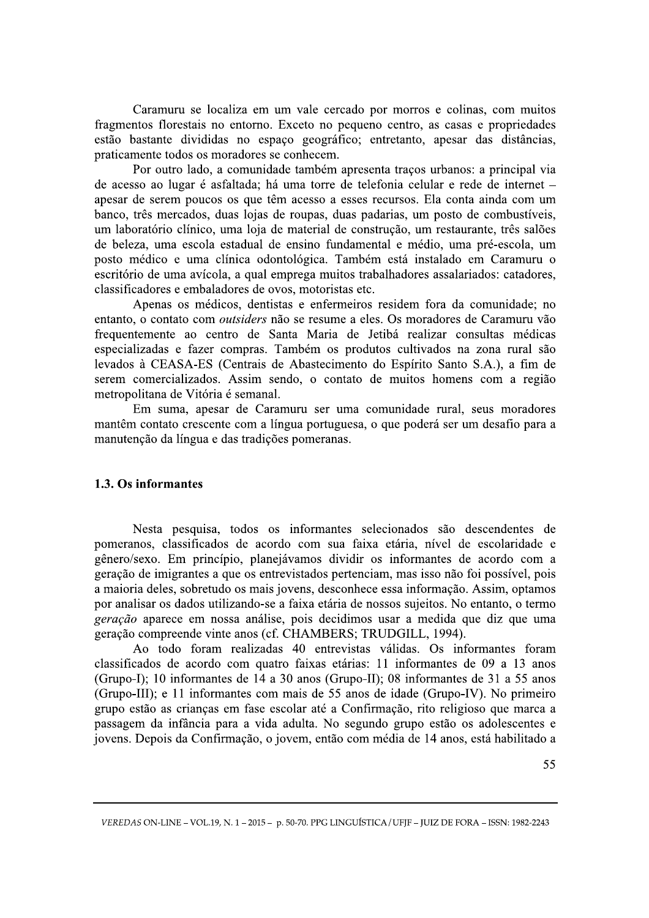Caramuru se localiza em um vale cercado por morros e colinas, com muitos fragmentos florestais no entorno. Exceto no pequeno centro, as casas e propriedades estão bastante divididas no espaço geográfico; entretanto, apesar das distâncias, praticamente todos os moradores se conhecem.

Por outro lado, a comunidade também apresenta traços urbanos: a principal via de acesso ao lugar é asfaltada; há uma torre de telefonia celular e rede de internet – apesar de serem poucos os que têm acesso a esses recursos. Ela conta ainda com um banco, três mercados, duas lojas de roupas, duas padarias, um posto de combustíveis, um laboratório clínico, uma loja de material de construção, um restaurante, três salões de beleza, uma escola estadual de ensino fundamental e médio, uma pré-escola, um posto médico e uma clínica odontológica. Também está instalado em Caramuru o escritório de uma avícola, a qual emprega muitos trabalhadores assalariados: catadores, classificadores e embaladores de ovos, motoristas etc.

Apenas os médicos, dentistas e enfermeiros residem fora da comunidade; no entanto, o contato com *outsiders* não se resume a eles. Os moradores de Caramuru vão frequentemente ao centro de Santa Maria de Jetibá realizar consultas médicas especializadas e fazer compras. Também os produtos cultivados na zona rural são levados à CEASA-ES (Centrais de Abastecimento do Espírito Santo S.A.), a fim de serem comercializados. Assim sendo, o contato de muitos homens com a região metropolitana de Vitória é semanal.

Em suma, apesar de Caramuru ser uma comunidade rural, seus moradores mantêm contato crescente com a língua portuguesa, o que poderá ser um desafio para a manutenção da língua e das tradições pomeranas.

### 1.3. Os informantes

Nesta pesquisa, todos os informantes selecionados são descendentes de pomeranos, classificados de acordo com sua faixa etária, nível de escolaridade e gênero/sexo. Em princípio, planejávamos dividir os informantes de acordo com a geração de imigrantes a que os entrevistados pertenciam, mas isso não foi possível, pois a maioria deles, sobretudo os mais jovens, desconhece essa informação. Assim, optamos por analisar os dados utilizando-se a faixa etária de nossos sujeitos. No entanto, o termo *geração* aparece em nossa análise, pois decidimos usar a medida que diz que uma geração compreende vinte anos (cf. CHAMBERS; TRUDGILL, 1994).

Ao todo foram realizadas 40 entrevistas válidas. Os informantes foram classificados de acordo com quatro faixas etárias: 11 informantes de 09 a 13 anos (Grupo-I); 10 informantes de 14 a 30 anos (Grupo-II); 08 informantes de 31 a 55 anos (Grupo-III); e 11 informantes com mais de 55 anos de idade (Grupo-IV). No primeiro grupo estão as crianças em fase escolar até a Confirmação, rito religioso que marca a passagem da infância para a vida adulta. No segundo grupo estão os adolescentes e jovens. Depois da Confirmação, o jovem, então com média de 14 anos, está habilitado a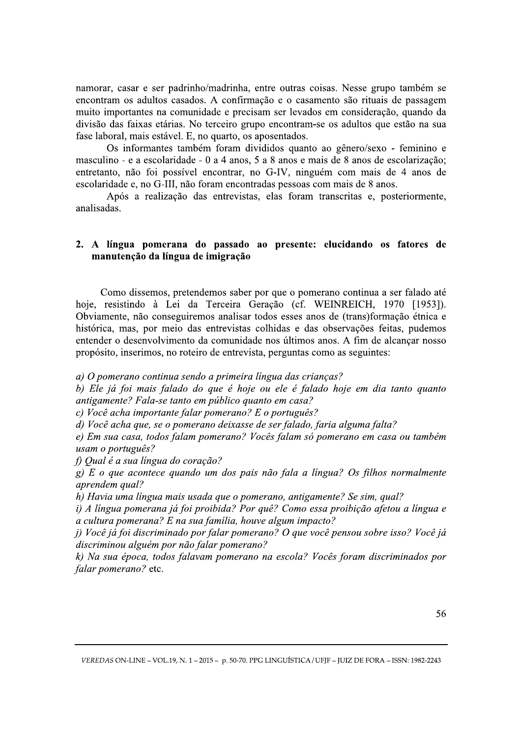namorar, casar e ser padrinho/madrinha, entre outras coisas. Nesse grupo também se encontram os adultos casados. A confirmação e o casamento são rituais de passagem muito importantes na comunidade e precisam ser levados em consideração, quando da divisão das faixas etárias. No terceiro grupo encontram-se os adultos que estão na sua fase laboral, mais estável. E, no quarto, os aposentados.

Os informantes também foram divididos quanto ao gênero/sexo - feminino e masculino - e a escolaridade - 0 a 4 anos, 5 a 8 anos e mais de 8 anos de escolarização; entretanto, não foi possível encontrar, no G-IV, ninguém com mais de 4 anos de escolaridade e, no G-III, não foram encontradas pessoas com mais de 8 anos.

Após a realização das entrevistas, elas foram transcritas e, posteriormente, analisadas.

## 2. A língua pomerana do passado ao presente: elucidando os fatores de manutenção da língua de imigração

Como dissemos, pretendemos saber por que o pomerano continua a ser falado até hoje, resistindo à Lei da Terceira Geração (cf. WEINREICH, 1970 [1953]). Obviamente, não conseguiremos analisar todos esses anos de (trans)formação étnica e histórica, mas, por meio das entrevistas colhidas e das observações feitas, pudemos entender o desenvolvimento da comunidade nos últimos anos. A fim de alcançar nosso propósito, inserimos, no roteiro de entrevista, perguntas como as seguintes:

*a) O pomerano continua sendo a primeira língua das crianças?*
*b) Ele já foi mais falado do que é hoje ou ele é falado hoje em dia tanto quanto antigamente? Fala-se tanto em público quanto em casa?*
*c) Você acha importante falar pomerano? E o português?*
*d) Você acha que, se o pomerano deixasse de ser falado, faria alguma falta?*
*e) Em sua casa, todos falam pomerano? Vocês falam só pomerano em casa ou também usam o português?*
*f) Qual é a sua língua do coração?*
*g) E o que acontece quando um dos pais não fala a língua? Os filhos normalmente aprendem qual?*
*h) Havia uma língua mais usada que o pomerano, antigamente? Se sim, qual?*
*i) A língua pomerana já foi proibida? Por quê? Como essa proibição afetou a língua e a cultura pomerana? E na sua família, houve algum impacto?*
*j) Você já foi discriminado por falar pomerano? O que você pensou sobre isso? Você já discriminou alguém por não falar pomerano?*
*k) Na sua época, todos falavam pomerano na escola? Vocês foram discriminados por falar pomerano?* etc.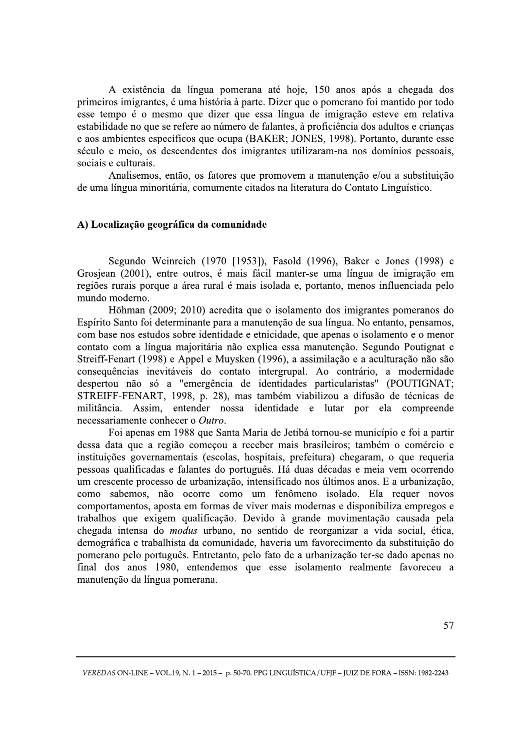A existência da língua pomerana até hoje, 150 anos após a chegada dos primeiros imigrantes, é uma história à parte. Dizer que o pomerano foi mantido por todo esse tempo é o mesmo que dizer que essa língua de imigração esteve em relativa estabilidade no que se refere ao número de falantes, à proficiência dos adultos e crianças e aos ambientes específicos que ocupa (BAKER; JONES, 1998). Portanto, durante esse século e meio, os descendentes dos imigrantes utilizaram-na nos domínios pessoais, sociais e culturais.

Analisemos, então, os fatores que promovem a manutenção e/ou a substituição de uma língua minoritária, comumente citados na literatura do Contato Linguístico.

### A) Localização geográfica da comunidade

Segundo Weinreich (1970 [1953]), Fasold (1996), Baker e Jones (1998) e Grosjean (2001), entre outros, é mais fácil manter-se uma língua de imigração em regiões rurais porque a área rural é mais isolada e, portanto, menos influenciada pelo mundo moderno.

Höhman (2009; 2010) acredita que o isolamento dos imigrantes pomeranos do Espírito Santo foi determinante para a manutenção de sua língua. No entanto, pensamos, com base nos estudos sobre identidade e etnicidade, que apenas o isolamento e o menor contato com a língua majoritária não explica essa manutenção. Segundo Poutignat e Streiff-Fenart (1998) e Appel e Muysken (1996), a assimilação e a aculturação não são consequências inevitáveis do contato intergrupal. Ao contrário, a modernidade despertou não só a "emergência de identidades particularistas" (POUTIGNAT; STREIFF-FENART, 1998, p. 28), mas também viabilizou a difusão de técnicas de militância. Assim, entender nossa identidade e lutar por ela compreende necessariamente conhecer o *Outro*.

Foi apenas em 1988 que Santa Maria de Jetibá tornou-se município e foi a partir dessa data que a região começou a receber mais brasileiros; também o comércio e instituições governamentais (escolas, hospitais, prefeitura) chegaram, o que requeria pessoas qualificadas e falantes do português. Há duas décadas e meia vem ocorrendo um crescente processo de urbanização, intensificado nos últimos anos. E a urbanização, como sabemos, não ocorre como um fenômeno isolado. Ela requer novos comportamentos, aposta em formas de viver mais modernas e disponibiliza empregos e trabalhos que exigem qualificação. Devido à grande movimentação causada pela chegada intensa do *modus* urbano, no sentido de reorganizar a vida social, ética, demográfica e trabalhista da comunidade, haveria um favorecimento da substituição do pomerano pelo português. Entretanto, pelo fato de a urbanização ter-se dado apenas no final dos anos 1980, entendemos que esse isolamento realmente favoreceu a manutenção da língua pomerana.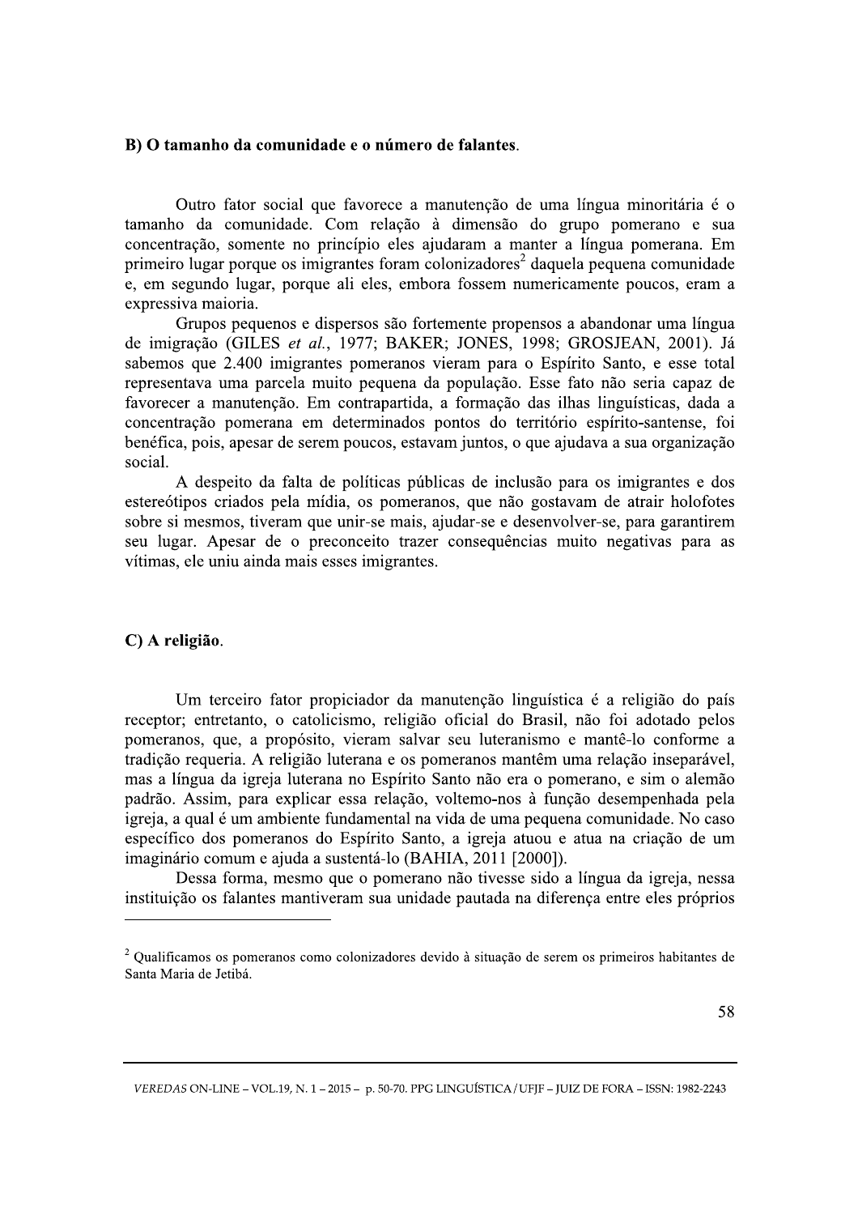**B) O tamanho da comunidade e o número de falantes.**

Outro fator social que favorece a manutenção de uma língua minoritária é o tamanho da comunidade. Com relação à dimensão do grupo pomerano e sua concentração, somente no princípio eles ajudaram a manter a língua pomerana. Em primeiro lugar porque os imigrantes foram colonizadores[2] daquela pequena comunidade e, em segundo lugar, porque ali eles, embora fossem numericamente poucos, eram a expressiva maioria.

Grupos pequenos e dispersos são fortemente propensos a abandonar uma língua de imigração (GILES *et al.*, 1977; BAKER; JONES, 1998; GROSJEAN, 2001). Já sabemos que 2.400 imigrantes pomeranos vieram para o Espírito Santo, e esse total representava uma parcela muito pequena da população. Esse fato não seria capaz de favorecer a manutenção. Em contrapartida, a formação das ilhas linguísticas, dada a concentração pomerana em determinados pontos do território espírito-santense, foi benéfica, pois, apesar de serem poucos, estavam juntos, o que ajudava a sua organização social.

A despeito da falta de políticas públicas de inclusão para os imigrantes e dos estereótipos criados pela mídia, os pomeranos, que não gostavam de atrair holofotes sobre si mesmos, tiveram que unir-se mais, ajudar-se e desenvolver-se, para garantirem seu lugar. Apesar de o preconceito trazer consequências muito negativas para as vítimas, ele uniu ainda mais esses imigrantes.

**C) A religião.**

Um terceiro fator propiciador da manutenção linguística é a religião do país receptor; entretanto, o catolicismo, religião oficial do Brasil, não foi adotado pelos pomeranos, que, a propósito, vieram salvar seu luteranismo e mantê-lo conforme a tradição requeria. A religião luterana e os pomeranos mantêm uma relação inseparável, mas a língua da igreja luterana no Espírito Santo não era o pomerano, e sim o alemão padrão. Assim, para explicar essa relação, voltemo-nos à função desempenhada pela igreja, a qual é um ambiente fundamental na vida de uma pequena comunidade. No caso específico dos pomeranos do Espírito Santo, a igreja atuou e atua na criação de um imaginário comum e ajuda a sustentá-lo (BAHIA, 2011 [2000]).

Dessa forma, mesmo que o pomerano não tivesse sido a língua da igreja, nessa instituição os falantes mantiveram sua unidade pautada na diferença entre eles próprios

---

[2] Qualificamos os pomeranos como colonizadores devido à situação de serem os primeiros habitantes de Santa Maria de Jetibá.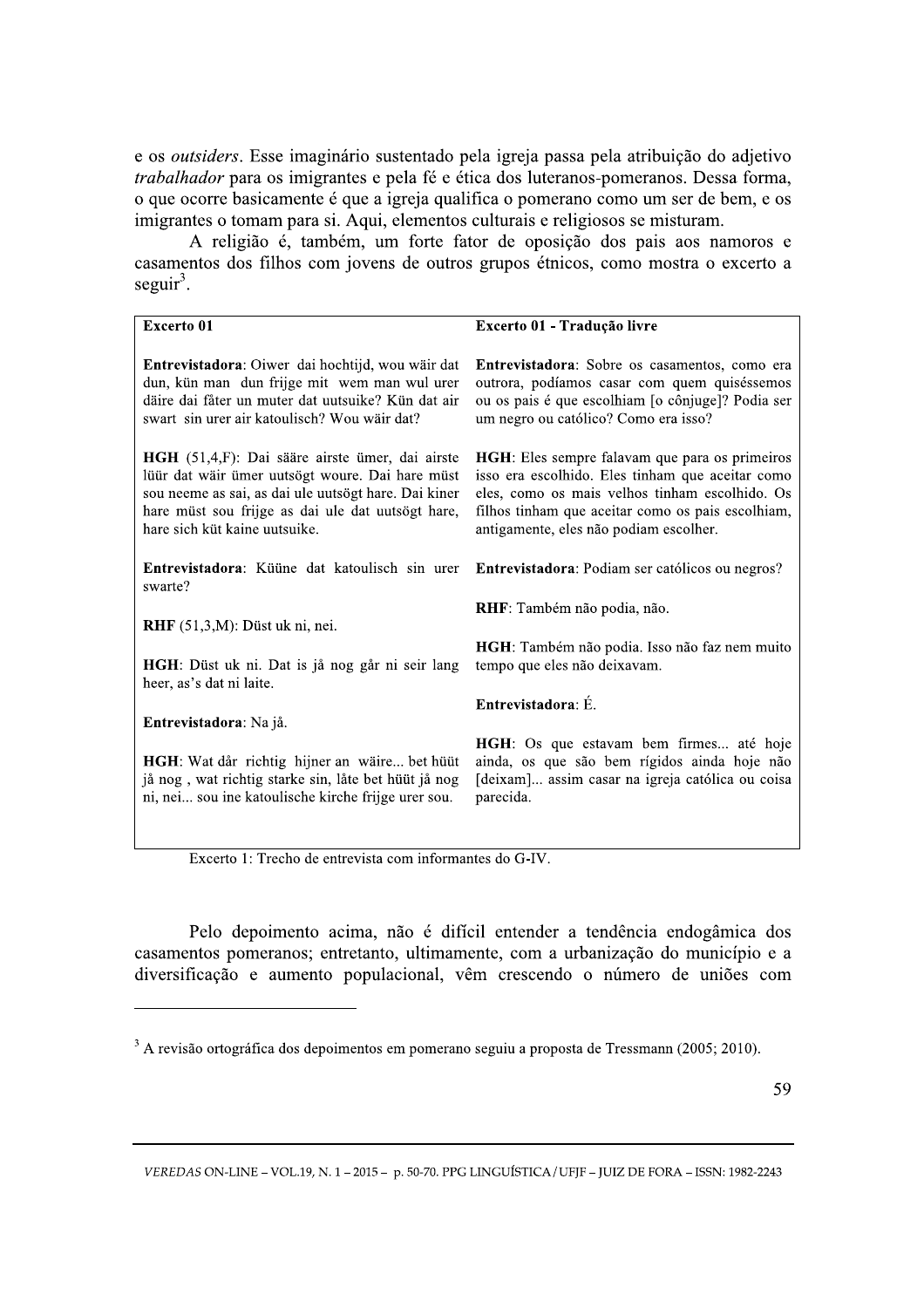e os *outsiders*. Esse imaginário sustentado pela igreja passa pela atribuição do adjetivo *trabalhador* para os imigrantes e pela fé e ética dos luteranos-pomeranos. Dessa forma, o que ocorre basicamente é que a igreja qualifica o pomerano como um ser de bem, e os imigrantes o tomam para si. Aqui, elementos culturais e religiosos se misturam.

A religião é, também, um forte fator de oposição dos pais aos namoros e casamentos dos filhos com jovens de outros grupos étnicos, como mostra o excerto a seguir[3].

| **Excerto 01** | **Excerto 01 - Tradução livre** |
|---|---|
| **Entrevistadora**: Oiwer dai hochtijd, wou wäir dat dun, kün man dun frijge mit wem man wul urer däire dai fåter un muter dat uutsuike? Kün dat air swart sin urer air katoulisch? Wou wäir dat? | **Entrevistadora**: Sobre os casamentos, como era outrora, podíamos casar com quem quiséssemos ou os pais é que escolhiam [o cônjuge]? Podia ser um negro ou católico? Como era isso? |
| **HGH** (51,4,F): Dai sääre airste ümer, dai airste lüür dat wäir ümer uutsögt woure. Dai hare müst sou neeme as sai, as dai ule uutsögt hare. Dai kiner hare müst sou frijge as dai ule dat uutsögt hare, hare sich küt kaine uutsuike. | **HGH**: Eles sempre falavam que para os primeiros isso era escolhido. Eles tinham que aceitar como eles, como os mais velhos tinham escolhido. Os filhos tinham que aceitar como os pais escolhiam, antigamente, eles não podiam escolher. |
| **Entrevistadora**: Küüne dat katoulisch sin urer swarte? | **Entrevistadora**: Podiam ser católicos ou negros? |
| **RHF** (51,3,M): Düst uk ni, nei. | **RHF**: Também não podia, não. |
| **HGH**: Düst uk ni. Dat is jå nog går ni seir lang heer, as's dat ni laite. | **HGH**: Também não podia. Isso não faz nem muito tempo que eles não deixavam. |
| **Entrevistadora**: Na jå. | **Entrevistadora**: É. |
| **HGH**: Wat dår richtig hijner an wäire... bet hüüt jå nog , wat richtig starke sin, låte bet hüüt jå nog ni, nei... sou ine katoulische kirche frijge urer sou. | **HGH**: Os que estavam bem firmes... até hoje ainda, os que são bem rígidos ainda hoje não [deixam]... assim casar na igreja católica ou coisa parecida. |

Excerto 1: Trecho de entrevista com informantes do G-IV.

Pelo depoimento acima, não é difícil entender a tendência endogâmica dos casamentos pomeranos; entretanto, ultimamente, com a urbanização do município e a diversificação e aumento populacional, vêm crescendo o número de uniões com

[3] A revisão ortográfica dos depoimentos em pomerano seguiu a proposta de Tressmann (2005; 2010).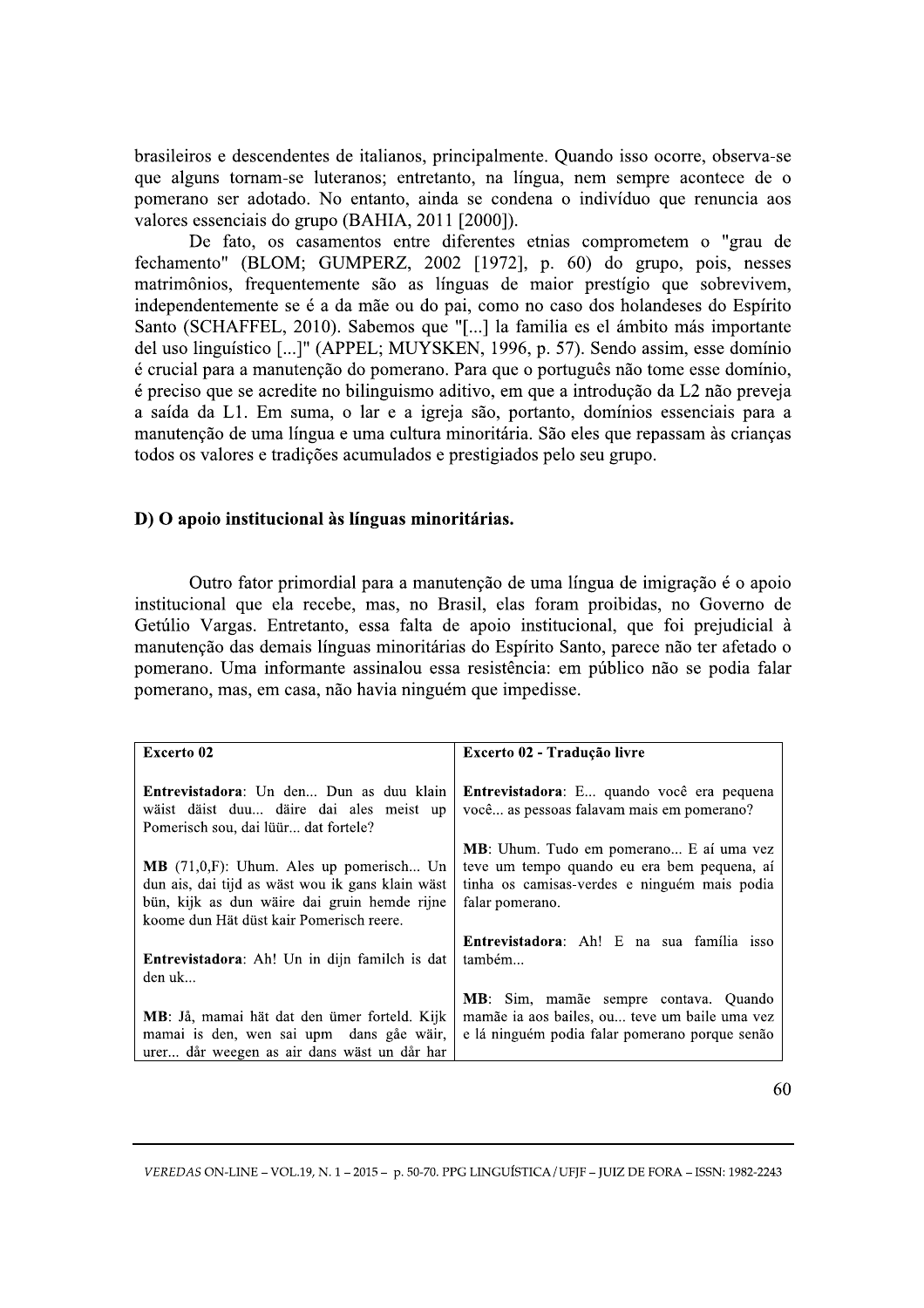brasileiros e descendentes de italianos, principalmente. Quando isso ocorre, observa-se que alguns tornam-se luteranos; entretanto, na língua, nem sempre acontece de o pomerano ser adotado. No entanto, ainda se condena o indivíduo que renuncia aos valores essenciais do grupo (BAHIA, 2011 [2000]).

De fato, os casamentos entre diferentes etnias comprometem o "grau de fechamento" (BLOM; GUMPERZ, 2002 [1972], p. 60) do grupo, pois, nesses matrimônios, frequentemente são as línguas de maior prestígio que sobrevivem, independentemente se é a da mãe ou do pai, como no caso dos holandeses do Espírito Santo (SCHAFFEL, 2010). Sabemos que "[...] la familia es el ámbito más importante del uso linguístico [...]" (APPEL; MUYSKEN, 1996, p. 57). Sendo assim, esse domínio é crucial para a manutenção do pomerano. Para que o português não tome esse domínio, é preciso que se acredite no bilinguismo aditivo, em que a introdução da L2 não preveja a saída da L1. Em suma, o lar e a igreja são, portanto, domínios essenciais para a manutenção de uma língua e uma cultura minoritária. São eles que repassam às crianças todos os valores e tradições acumulados e prestigiados pelo seu grupo.

### D) O apoio institucional às línguas minoritárias.

Outro fator primordial para a manutenção de uma língua de imigração é o apoio institucional que ela recebe, mas, no Brasil, elas foram proibidas, no Governo de Getúlio Vargas. Entretanto, essa falta de apoio institucional, que foi prejudicial à manutenção das demais línguas minoritárias do Espírito Santo, parece não ter afetado o pomerano. Uma informante assinalou essa resistência: em público não se podia falar pomerano, mas, em casa, não havia ninguém que impedisse.

| **Excerto 02** | **Excerto 02 - Tradução livre** |
|---|---|
| **Entrevistadora**: Un den... Dun as duu klain wäist däist duu... däire dai ales meist up Pomerisch sou, dai lüür... dat fortele? | **Entrevistadora**: E... quando você era pequena você... as pessoas falavam mais em pomerano? |
| **MB** (71,0,F): Uhum. Ales up pomerisch... Un dun ais, dai tijd as wäst wou ik gans klain wäst bün, kijk as dun wäire dai gruin hemde rijne koome dun Hät düst kair Pomerisch reere. | **MB**: Uhum. Tudo em pomerano... E aí uma vez teve um tempo quando eu era bem pequena, aí tinha os camisas-verdes e ninguém mais podia falar pomerano. |
| **Entrevistadora**: Ah! Un in dijn familch is dat den uk... | **Entrevistadora**: Ah! E na sua família isso também... |
| **MB**: Jå, mamai hät dat den ümer forteld. Kijk mamai is den, wen sai upm dans gåe wäir, urer... dår weegen as air dans wäst un dår har | **MB**: Sim, mamãe sempre contava. Quando mamãe ia aos bailes, ou... teve um baile uma vez e lá ninguém podia falar pomerano porque senão |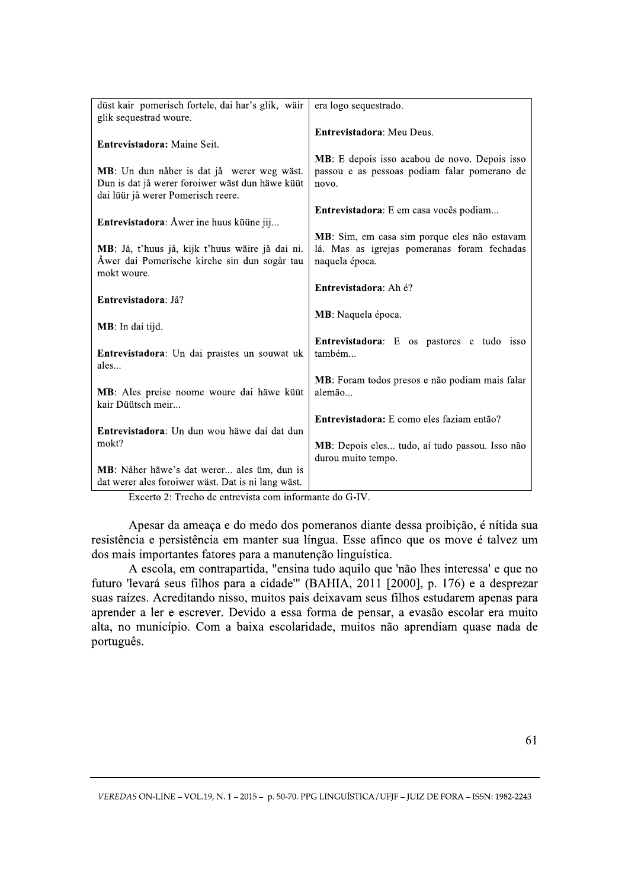| düst kair pomerisch fortele, dai har's glik, wäir glik sequestrad woure. | era logo sequestrado. |
|---|---|
| **Entrevistadora:** Maine Seit. | **Entrevistadora**: Meu Deus. |
| **MB**: Un dun nåher is dat jå werer weg wäst. Dun is dat jå werer foroiwer wäst dun häwe küüt dai lüür jå werer Pomerisch reere. | **MB**: E depois isso acabou de novo. Depois isso passou e as pessoas podiam falar pomerano de novo. |
| **Entrevistadora**: Åwer ine huus küüne jij... | **Entrevistadora**: E em casa vocês podiam... |
| **MB**: Jå, t'huus jå, kijk t'huus wäire jå dai ni. Åwer dai Pomerische kirche sin dun sogår tau mokt woure. | **MB**: Sim, em casa sim porque eles não estavam lá. Mas as igrejas pomeranas foram fechadas naquela época. |
| **Entrevistadora**: Jå? | **Entrevistadora**: Ah é? |
| **MB**: In dai tijd. | **MB**: Naquela época. |
| **Entrevistadora**: Un dai praistes un souwat uk ales... | **Entrevistadora**: E os pastores e tudo isso também... |
| **MB**: Ales preise noome woure dai häwe küüt kair Düütsch meir... | **MB**: Foram todos presos e não podiam mais falar alemão... |
| **Entrevistadora**: Un dun wou häwe daí dat dun mokt? | **Entrevistadora:** E como eles faziam então? |
| **MB**: Nåher häwe's dat werer... ales üm, dun is dat werer ales foroiwer wäst. Dat is ni lang wäst. | **MB**: Depois eles... tudo, aí tudo passou. Isso não durou muito tempo. |

Excerto 2: Trecho de entrevista com informante do G-IV.

Apesar da ameaça e do medo dos pomeranos diante dessa proibição, é nítida sua resistência e persistência em manter sua língua. Esse afinco que os move é talvez um dos mais importantes fatores para a manutenção linguística.

A escola, em contrapartida, "ensina tudo aquilo que 'não lhes interessa' e que no futuro 'levará seus filhos para a cidade'" (BAHIA, 2011 [2000], p. 176) e a desprezar suas raízes. Acreditando nisso, muitos pais deixavam seus filhos estudarem apenas para aprender a ler e escrever. Devido a essa forma de pensar, a evasão escolar era muito alta, no município. Com a baixa escolaridade, muitos não aprendiam quase nada de português.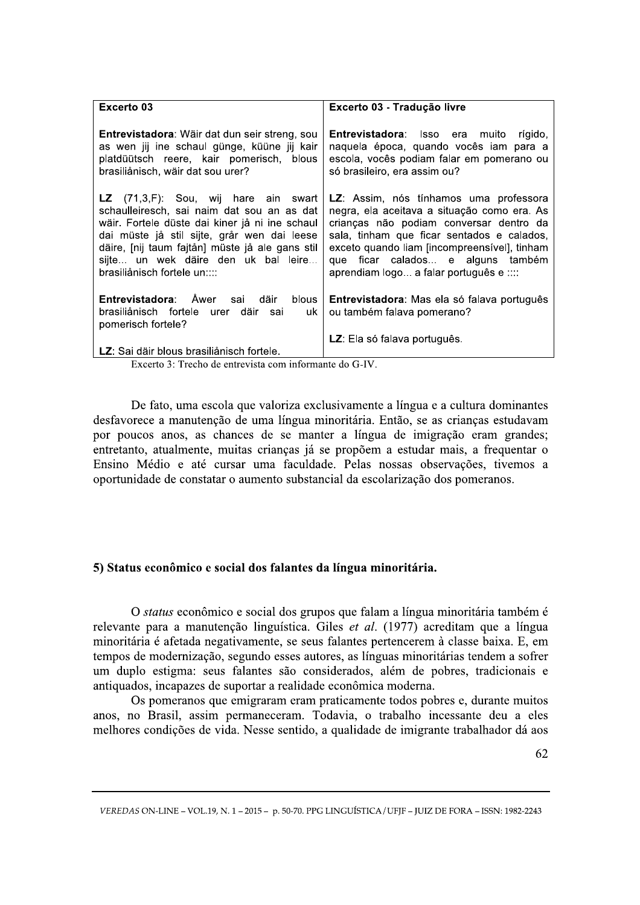| Excerto 03 | Excerto 03 - Tradução livre |
|---|---|
| **Entrevistadora**: Wäir dat dun seir streng, sou as wen jij ine schaul günge, küüne jij kair platdüütsch reere, kair pomerisch, blous brasiliånisch, wäir dat sou urer? | **Entrevistadora**: Isso era muito rígido, naquela época, quando vocês iam para a escola, vocês podiam falar em pomerano ou só brasileiro, era assim ou? |
| **LZ** (71,3,F): Sou, wij hare ain swart schaulleiresch, sai naim dat sou an as dat wäir. Fortele düste dai kiner jå ni ine schaul dai müste jå stil sijte, grår wen dai leese däire, [nij taum fajtån] müste jå ale gans stil sijte... un wek däire den uk bal leire... brasiliånisch fortele un:::: | **LZ**: Assim, nós tínhamos uma professora negra, ela aceitava a situação como era. As crianças não podiam conversar dentro da sala, tinham que ficar sentados e calados, exceto quando liam [incompreensível], tinham que ficar calados... e alguns também aprendiam logo... a falar português e :::: |
| **Entrevistadora**: Åwer sai däir blous brasiliånisch fortele urer däir sai uk pomerisch fortele? | **Entrevistadora**: Mas ela só falava português ou também falava pomerano? |
| **LZ**: Sai däir blous brasiliånisch fortele. | **LZ**: Ela só falava português. |

Excerto 3: Trecho de entrevista com informante do G-IV.

De fato, uma escola que valoriza exclusivamente a língua e a cultura dominantes desfavorece a manutenção de uma língua minoritária. Então, se as crianças estudavam por poucos anos, as chances de se manter a língua de imigração eram grandes; entretanto, atualmente, muitas crianças já se propõem a estudar mais, a frequentar o Ensino Médio e até cursar uma faculdade. Pelas nossas observações, tivemos a oportunidade de constatar o aumento substancial da escolarização dos pomeranos.

## 5) Status econômico e social dos falantes da língua minoritária.

O *status* econômico e social dos grupos que falam a língua minoritária também é relevante para a manutenção linguística. Giles *et al.* (1977) acreditam que a língua minoritária é afetada negativamente, se seus falantes pertencerem à classe baixa. E, em tempos de modernização, segundo esses autores, as línguas minoritárias tendem a sofrer um duplo estigma: seus falantes são considerados, além de pobres, tradicionais e antiquados, incapazes de suportar a realidade econômica moderna.

Os pomeranos que emigraram eram praticamente todos pobres e, durante muitos anos, no Brasil, assim permaneceram. Todavia, o trabalho incessante deu a eles melhores condições de vida. Nesse sentido, a qualidade de imigrante trabalhador dá aos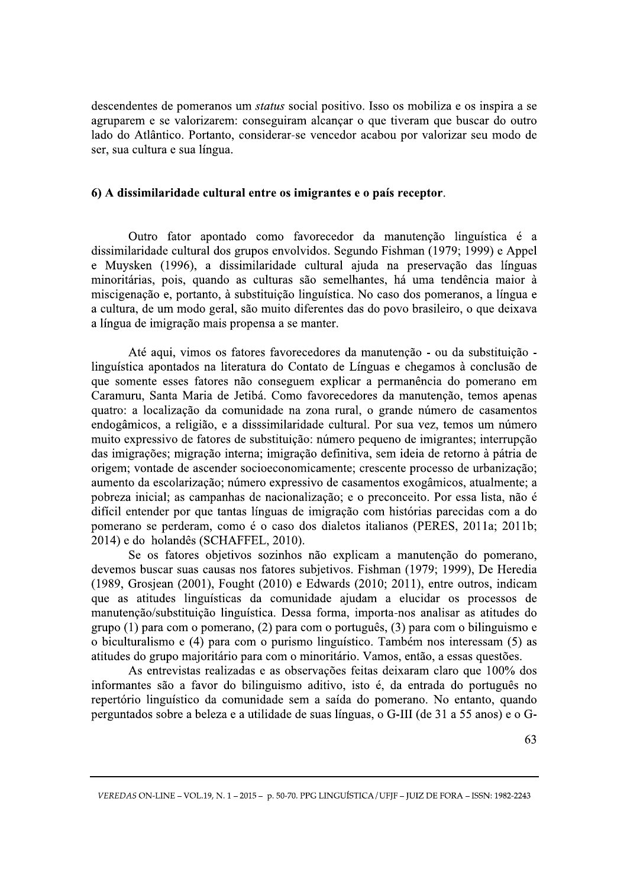descendentes de pomeranos um *status* social positivo. Isso os mobiliza e os inspira a se agruparem e se valorizarem: conseguiram alcançar o que tiveram que buscar do outro lado do Atlântico. Portanto, considerar-se vencedor acabou por valorizar seu modo de ser, sua cultura e sua língua.

**6) A dissimilaridade cultural entre os imigrantes e o país receptor.**

Outro fator apontado como favorecedor da manutenção linguística é a dissimilaridade cultural dos grupos envolvidos. Segundo Fishman (1979; 1999) e Appel e Muysken (1996), a dissimilaridade cultural ajuda na preservação das línguas minoritárias, pois, quando as culturas são semelhantes, há uma tendência maior à miscigenação e, portanto, à substituição linguística. No caso dos pomeranos, a língua e a cultura, de um modo geral, são muito diferentes das do povo brasileiro, o que deixava a língua de imigração mais propensa a se manter.

Até aqui, vimos os fatores favorecedores da manutenção - ou da substituição - linguística apontados na literatura do Contato de Línguas e chegamos à conclusão de que somente esses fatores não conseguem explicar a permanência do pomerano em Caramuru, Santa Maria de Jetibá. Como favorecedores da manutenção, temos apenas quatro: a localização da comunidade na zona rural, o grande número de casamentos endogâmicos, a religião, e a disssimilaridade cultural. Por sua vez, temos um número muito expressivo de fatores de substituição: número pequeno de imigrantes; interrupção das imigrações; migração interna; imigração definitiva, sem ideia de retorno à pátria de origem; vontade de ascender socioeconomicamente; crescente processo de urbanização; aumento da escolarização; número expressivo de casamentos exogâmicos, atualmente; a pobreza inicial; as campanhas de nacionalização; e o preconceito. Por essa lista, não é difícil entender por que tantas línguas de imigração com histórias parecidas com a do pomerano se perderam, como é o caso dos dialetos italianos (PERES, 2011a; 2011b; 2014) e do holandês (SCHAFFEL, 2010).

Se os fatores objetivos sozinhos não explicam a manutenção do pomerano, devemos buscar suas causas nos fatores subjetivos. Fishman (1979; 1999), De Heredia (1989, Grosjean (2001), Fought (2010) e Edwards (2010; 2011), entre outros, indicam que as atitudes linguísticas da comunidade ajudam a elucidar os processos de manutenção/substituição linguística. Dessa forma, importa-nos analisar as atitudes do grupo (1) para com o pomerano, (2) para com o português, (3) para com o bilinguismo e o biculturalismo e (4) para com o purismo linguístico. Também nos interessam (5) as atitudes do grupo majoritário para com o minoritário. Vamos, então, a essas questões.

As entrevistas realizadas e as observações feitas deixaram claro que 100% dos informantes são a favor do bilinguismo aditivo, isto é, da entrada do português no repertório linguístico da comunidade sem a saída do pomerano. No entanto, quando perguntados sobre a beleza e a utilidade de suas línguas, o G-III (de 31 a 55 anos) e o G-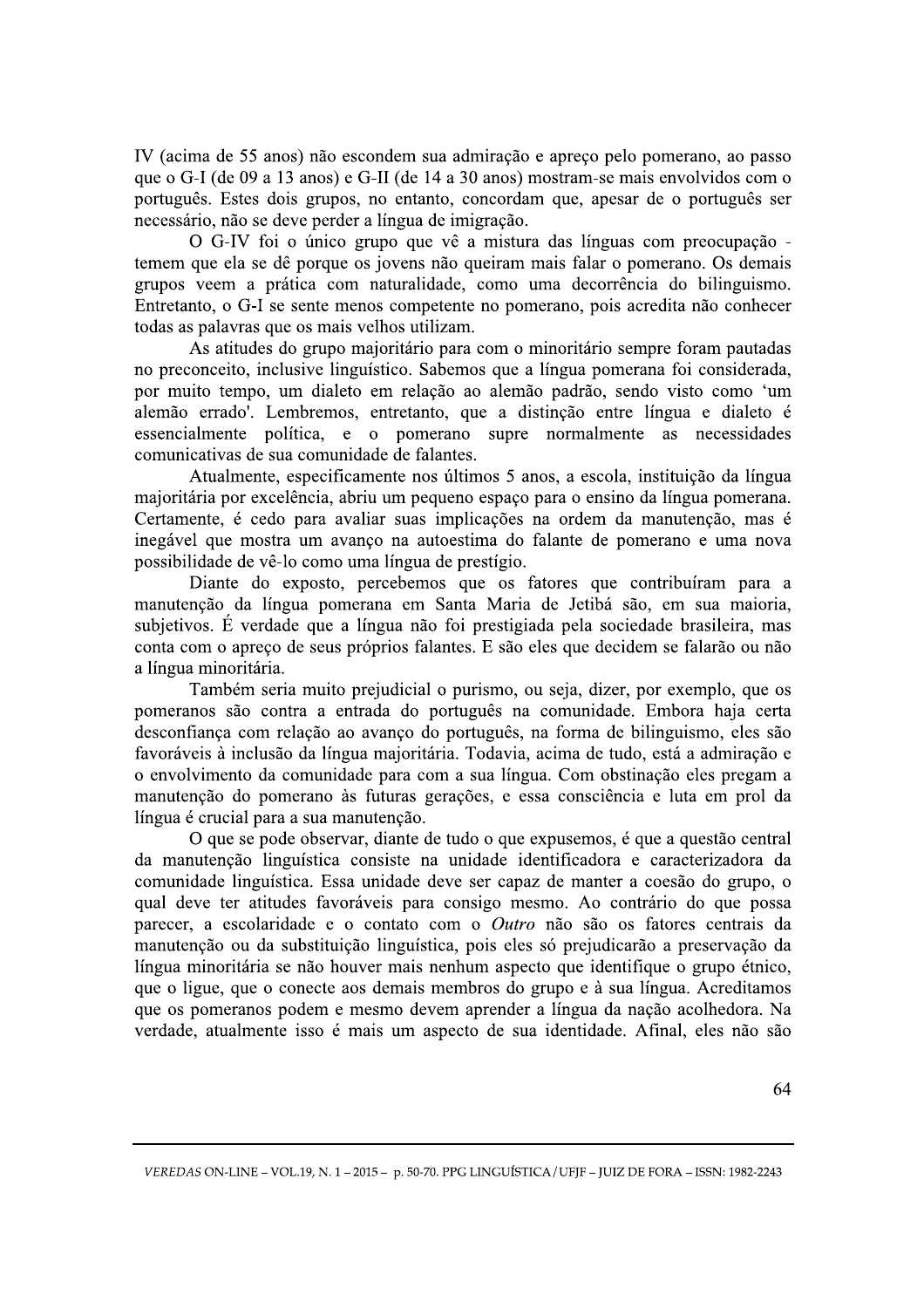IV (acima de 55 anos) não escondem sua admiração e apreço pelo pomerano, ao passo que o G-I (de 09 a 13 anos) e G-II (de 14 a 30 anos) mostram-se mais envolvidos com o português. Estes dois grupos, no entanto, concordam que, apesar de o português ser necessário, não se deve perder a língua de imigração.

O G-IV foi o único grupo que vê a mistura das línguas com preocupação - temem que ela se dê porque os jovens não queiram mais falar o pomerano. Os demais grupos veem a prática com naturalidade, como uma decorrência do bilinguismo. Entretanto, o G-I se sente menos competente no pomerano, pois acredita não conhecer todas as palavras que os mais velhos utilizam.

As atitudes do grupo majoritário para com o minoritário sempre foram pautadas no preconceito, inclusive linguístico. Sabemos que a língua pomerana foi considerada, por muito tempo, um dialeto em relação ao alemão padrão, sendo visto como 'um alemão errado'. Lembremos, entretanto, que a distinção entre língua e dialeto é essencialmente política, e o pomerano supre normalmente as necessidades comunicativas de sua comunidade de falantes.

Atualmente, especificamente nos últimos 5 anos, a escola, instituição da língua majoritária por excelência, abriu um pequeno espaço para o ensino da língua pomerana. Certamente, é cedo para avaliar suas implicações na ordem da manutenção, mas é inegável que mostra um avanço na autoestima do falante de pomerano e uma nova possibilidade de vê-lo como uma língua de prestígio.

Diante do exposto, percebemos que os fatores que contribuíram para a manutenção da língua pomerana em Santa Maria de Jetibá são, em sua maioria, subjetivos. É verdade que a língua não foi prestigiada pela sociedade brasileira, mas conta com o apreço de seus próprios falantes. E são eles que decidem se falarão ou não a língua minoritária.

Também seria muito prejudicial o purismo, ou seja, dizer, por exemplo, que os pomeranos são contra a entrada do português na comunidade. Embora haja certa desconfiança com relação ao avanço do português, na forma de bilinguismo, eles são favoráveis à inclusão da língua majoritária. Todavia, acima de tudo, está a admiração e o envolvimento da comunidade para com a sua língua. Com obstinação eles pregam a manutenção do pomerano às futuras gerações, e essa consciência e luta em prol da língua é crucial para a sua manutenção.

O que se pode observar, diante de tudo o que expusemos, é que a questão central da manutenção linguística consiste na unidade identificadora e caracterizadora da comunidade linguística. Essa unidade deve ser capaz de manter a coesão do grupo, o qual deve ter atitudes favoráveis para consigo mesmo. Ao contrário do que possa parecer, a escolaridade e o contato com o *Outro* não são os fatores centrais da manutenção ou da substituição linguística, pois eles só prejudicarão a preservação da língua minoritária se não houver mais nenhum aspecto que identifique o grupo étnico, que o ligue, que o conecte aos demais membros do grupo e à sua língua. Acreditamos que os pomeranos podem e mesmo devem aprender a língua da nação acolhedora. Na verdade, atualmente isso é mais um aspecto de sua identidade. Afinal, eles não são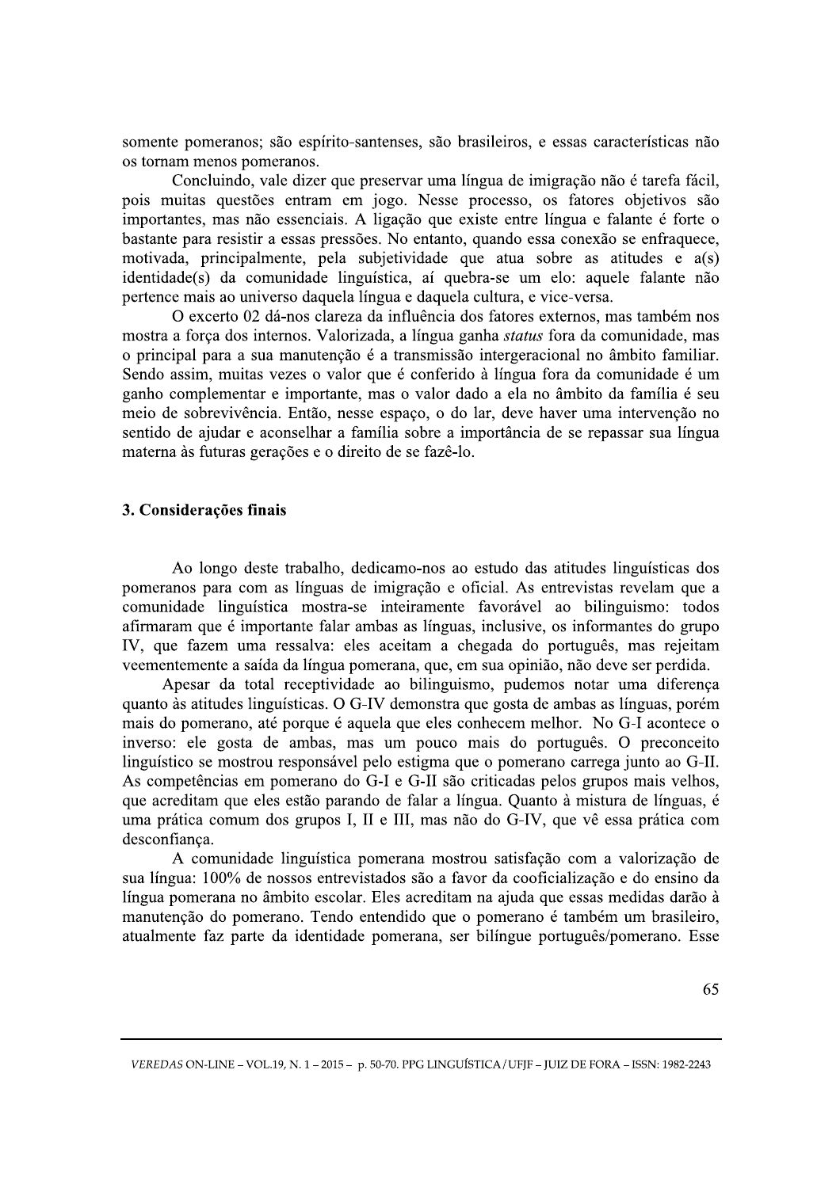somente pomeranos; são espírito-santenses, são brasileiros, e essas características não os tornam menos pomeranos.

Concluindo, vale dizer que preservar uma língua de imigração não é tarefa fácil, pois muitas questões entram em jogo. Nesse processo, os fatores objetivos são importantes, mas não essenciais. A ligação que existe entre língua e falante é forte o bastante para resistir a essas pressões. No entanto, quando essa conexão se enfraquece, motivada, principalmente, pela subjetividade que atua sobre as atitudes e a(s) identidade(s) da comunidade linguística, aí quebra-se um elo: aquele falante não pertence mais ao universo daquela língua e daquela cultura, e vice-versa.

O excerto 02 dá-nos clareza da influência dos fatores externos, mas também nos mostra a força dos internos. Valorizada, a língua ganha *status* fora da comunidade, mas o principal para a sua manutenção é a transmissão intergeracional no âmbito familiar. Sendo assim, muitas vezes o valor que é conferido à língua fora da comunidade é um ganho complementar e importante, mas o valor dado a ela no âmbito da família é seu meio de sobrevivência. Então, nesse espaço, o do lar, deve haver uma intervenção no sentido de ajudar e aconselhar a família sobre a importância de se repassar sua língua materna às futuras gerações e o direito de se fazê-lo.

## 3. Considerações finais

Ao longo deste trabalho, dedicamo-nos ao estudo das atitudes linguísticas dos pomeranos para com as línguas de imigração e oficial. As entrevistas revelam que a comunidade linguística mostra-se inteiramente favorável ao bilinguismo: todos afirmaram que é importante falar ambas as línguas, inclusive, os informantes do grupo IV, que fazem uma ressalva: eles aceitam a chegada do português, mas rejeitam veementemente a saída da língua pomerana, que, em sua opinião, não deve ser perdida.

Apesar da total receptividade ao bilinguismo, pudemos notar uma diferença quanto às atitudes linguísticas. O G-IV demonstra que gosta de ambas as línguas, porém mais do pomerano, até porque é aquela que eles conhecem melhor. No G-I acontece o inverso: ele gosta de ambas, mas um pouco mais do português. O preconceito linguístico se mostrou responsável pelo estigma que o pomerano carrega junto ao G-II. As competências em pomerano do G-I e G-II são criticadas pelos grupos mais velhos, que acreditam que eles estão parando de falar a língua. Quanto à mistura de línguas, é uma prática comum dos grupos I, II e III, mas não do G-IV, que vê essa prática com desconfiança.

A comunidade linguística pomerana mostrou satisfação com a valorização de sua língua: 100% de nossos entrevistados são a favor da cooficialização e do ensino da língua pomerana no âmbito escolar. Eles acreditam na ajuda que essas medidas darão à manutenção do pomerano. Tendo entendido que o pomerano é também um brasileiro, atualmente faz parte da identidade pomerana, ser bilíngue português/pomerano. Esse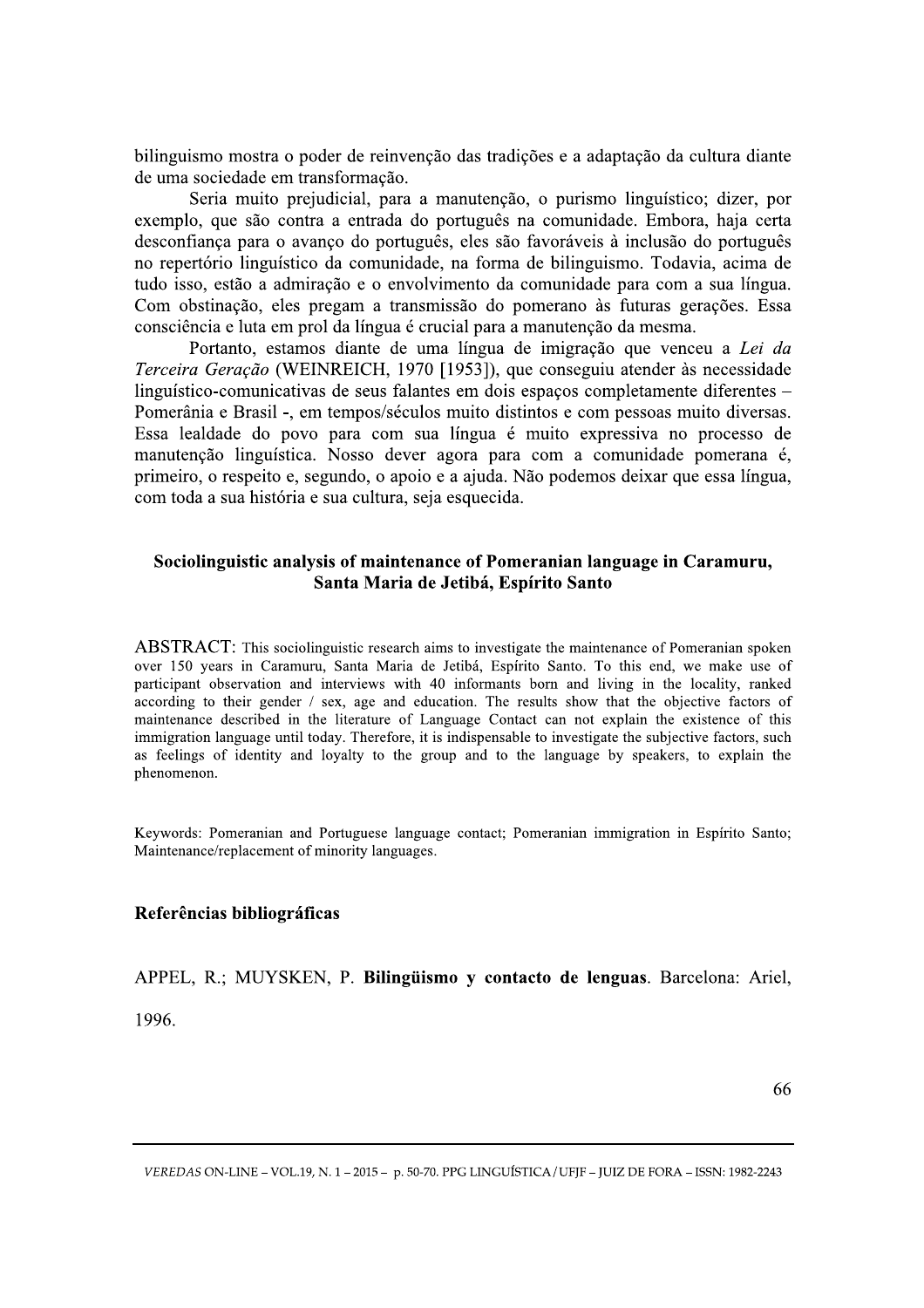bilinguismo mostra o poder de reinvenção das tradições e a adaptação da cultura diante de uma sociedade em transformação.

Seria muito prejudicial, para a manutenção, o purismo linguístico; dizer, por exemplo, que são contra a entrada do português na comunidade. Embora, haja certa desconfiança para o avanço do português, eles são favoráveis à inclusão do português no repertório linguístico da comunidade, na forma de bilinguismo. Todavia, acima de tudo isso, estão a admiração e o envolvimento da comunidade para com a sua língua. Com obstinação, eles pregam a transmissão do pomerano às futuras gerações. Essa consciência e luta em prol da língua é crucial para a manutenção da mesma.

Portanto, estamos diante de uma língua de imigração que venceu a *Lei da Terceira Geração* (WEINREICH, 1970 [1953]), que conseguiu atender às necessidade linguístico-comunicativas de seus falantes em dois espaços completamente diferentes – Pomerânia e Brasil -, em tempos/séculos muito distintos e com pessoas muito diversas. Essa lealdade do povo para com sua língua é muito expressiva no processo de manutenção linguística. Nosso dever agora para com a comunidade pomerana é, primeiro, o respeito e, segundo, o apoio e a ajuda. Não podemos deixar que essa língua, com toda a sua história e sua cultura, seja esquecida.

## Sociolinguistic analysis of maintenance of Pomeranian language in Caramuru, Santa Maria de Jetibá, Espírito Santo

ABSTRACT: This sociolinguistic research aims to investigate the maintenance of Pomeranian spoken over 150 years in Caramuru, Santa Maria de Jetibá, Espírito Santo. To this end, we make use of participant observation and interviews with 40 informants born and living in the locality, ranked according to their gender / sex, age and education. The results show that the objective factors of maintenance described in the literature of Language Contact can not explain the existence of this immigration language until today. Therefore, it is indispensable to investigate the subjective factors, such as feelings of identity and loyalty to the group and to the language by speakers, to explain the phenomenon.

Keywords: Pomeranian and Portuguese language contact; Pomeranian immigration in Espírito Santo; Maintenance/replacement of minority languages.

### Referências bibliográficas

APPEL, R.; MUYSKEN, P. **Bilingüismo y contacto de lenguas**. Barcelona: Ariel, 1996.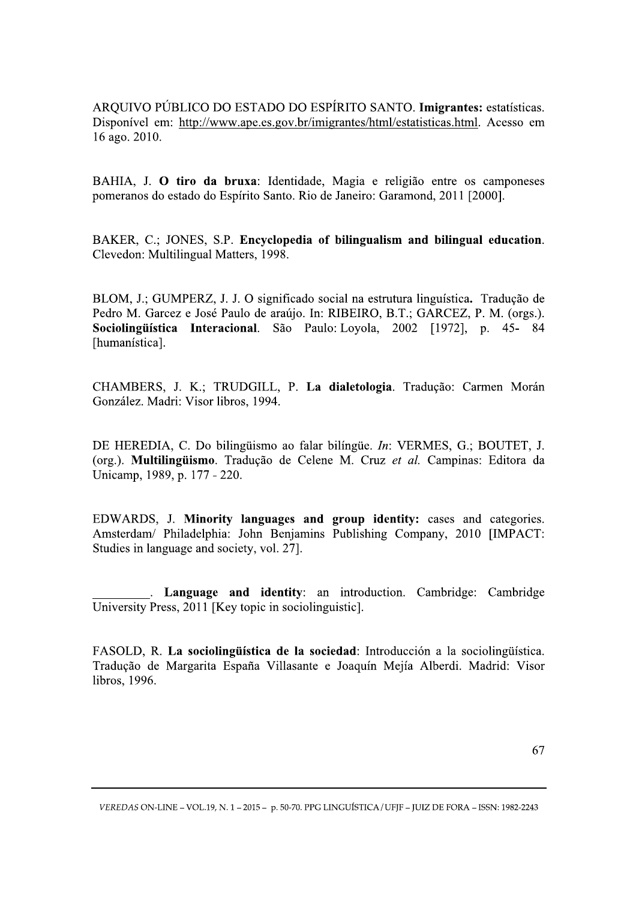ARQUIVO PÚBLICO DO ESTADO DO ESPÍRITO SANTO. **Imigrantes:** estatísticas. Disponível em: http://www.ape.es.gov.br/imigrantes/html/estatisticas.html. Acesso em 16 ago. 2010.

BAHIA, J. **O tiro da bruxa**: Identidade, Magia e religião entre os camponeses pomeranos do estado do Espírito Santo. Rio de Janeiro: Garamond, 2011 [2000].

BAKER, C.; JONES, S.P. **Encyclopedia of bilingualism and bilingual education**. Clevedon: Multilingual Matters, 1998.

BLOM, J.; GUMPERZ, J. J. O significado social na estrutura linguística**.** Tradução de Pedro M. Garcez e José Paulo de araújo. In: RIBEIRO, B.T.; GARCEZ, P. M. (orgs.). **Sociolingüística Interacional**. São Paulo: Loyola, 2002 [1972], p. 45- 84 [humanística].

CHAMBERS, J. K.; TRUDGILL, P. **La dialetologia**. Tradução: Carmen Morán González. Madri: Visor libros, 1994.

DE HEREDIA, C. Do bilingüismo ao falar bilíngüe. *In*: VERMES, G.; BOUTET, J. (org.). **Multilingüismo**. Tradução de Celene M. Cruz *et al.* Campinas: Editora da Unicamp, 1989, p. 177 - 220.

EDWARDS, J. **Minority languages and group identity:** cases and categories. Amsterdam/ Philadelphia: John Benjamins Publishing Company, 2010 [IMPACT: Studies in language and society, vol. 27].

_________. **Language and identity**: an introduction. Cambridge: Cambridge University Press, 2011 [Key topic in sociolinguistic].

FASOLD, R. **La sociolingüística de la sociedad**: Introducción a la sociolingüística. Tradução de Margarita España Villasante e Joaquín Mejía Alberdi. Madrid: Visor libros, 1996.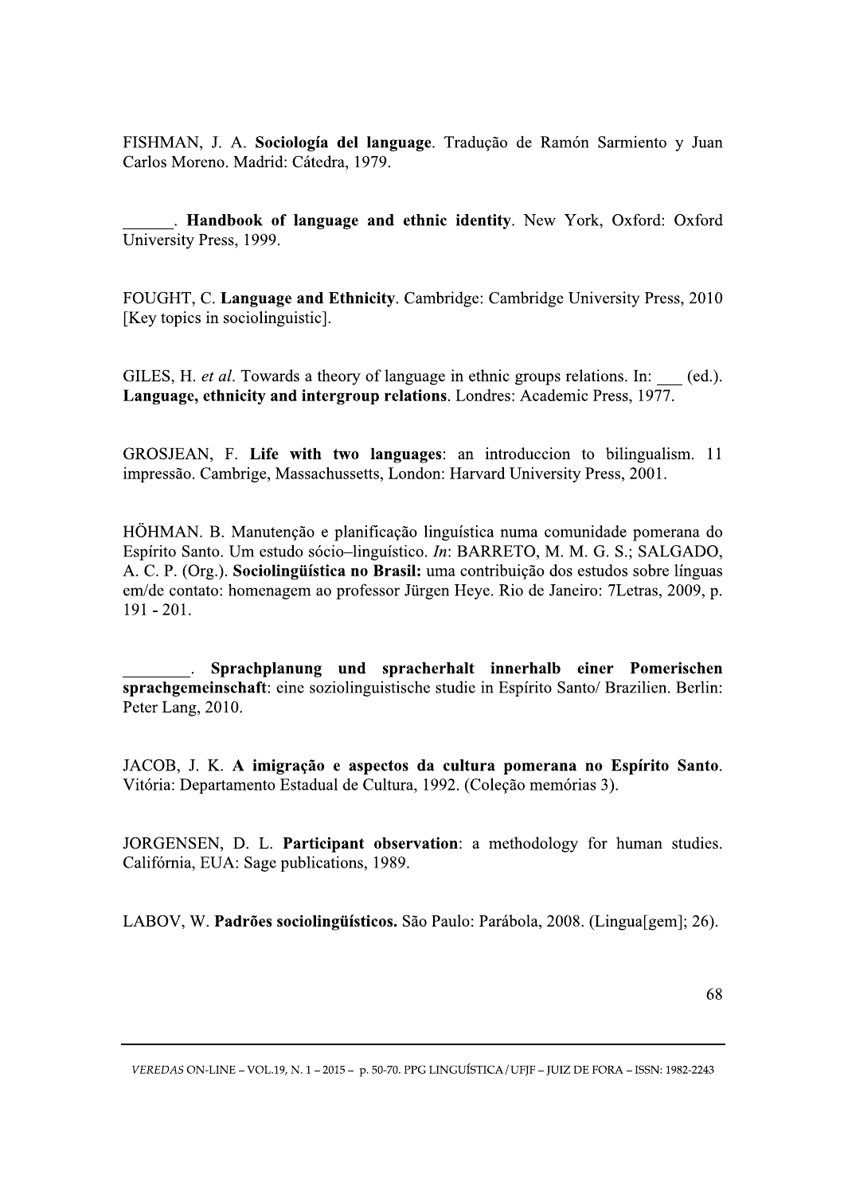FISHMAN, J. A. **Sociología del language**. Tradução de Ramón Sarmiento y Juan Carlos Moreno. Madrid: Cátedra, 1979.

______. **Handbook of language and ethnic identity**. New York, Oxford: Oxford University Press, 1999.

FOUGHT, C. **Language and Ethnicity**. Cambridge: Cambridge University Press, 2010 [Key topics in sociolinguistic].

GILES, H. *et al*. Towards a theory of language in ethnic groups relations. In: ___ (ed.). **Language, ethnicity and intergroup relations**. Londres: Academic Press, 1977.

GROSJEAN, F. **Life with two languages**: an introduccion to bilingualism. 11 impressão. Cambrige, Massachussetts, London: Harvard University Press, 2001.

HÖHMAN. B. Manutenção e planificação linguística numa comunidade pomerana do Espírito Santo. Um estudo sócio–linguístico. *In*: BARRETO, M. M. G. S.; SALGADO, A. C. P. (Org.). **Sociolingüística no Brasil:** uma contribuição dos estudos sobre línguas em/de contato: homenagem ao professor Jürgen Heye. Rio de Janeiro: 7Letras, 2009, p. 191 - 201.

________. **Sprachplanung und spracherhalt innerhalb einer Pomerischen sprachgemeinschaft**: eine soziolinguistische studie in Espírito Santo/ Brazilien. Berlin: Peter Lang, 2010.

JACOB, J. K. **A imigração e aspectos da cultura pomerana no Espírito Santo**. Vitória: Departamento Estadual de Cultura, 1992. (Coleção memórias 3).

JORGENSEN, D. L. **Participant observation**: a methodology for human studies. Califórnia, EUA: Sage publications, 1989.

LABOV, W. **Padrões sociolingüísticos.** São Paulo: Parábola, 2008. (Lingua[gem]; 26).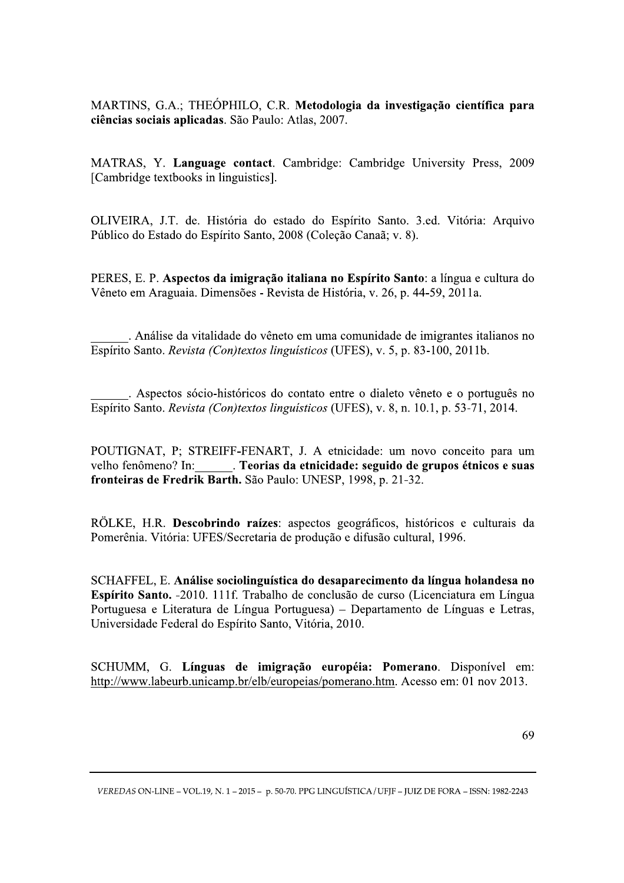MARTINS, G.A.; THEÓPHILO, C.R. **Metodologia da investigação científica para ciências sociais aplicadas**. São Paulo: Atlas, 2007.

MATRAS, Y. **Language contact**. Cambridge: Cambridge University Press, 2009 [Cambridge textbooks in linguistics].

OLIVEIRA, J.T. de. História do estado do Espírito Santo. 3.ed. Vitória: Arquivo Público do Estado do Espírito Santo, 2008 (Coleção Canaã; v. 8).

PERES, E. P. **Aspectos da imigração italiana no Espírito Santo**: a língua e cultura do Vêneto em Araguaia. Dimensões - Revista de História, v. 26, p. 44-59, 2011a.

______. Análise da vitalidade do vêneto em uma comunidade de imigrantes italianos no Espírito Santo. *Revista (Con)textos linguísticos* (UFES), v. 5, p. 83-100, 2011b.

______. Aspectos sócio-históricos do contato entre o dialeto vêneto e o português no Espírito Santo. *Revista (Con)textos linguísticos* (UFES), v. 8, n. 10.1, p. 53-71, 2014.

POUTIGNAT, P; STREIFF-FENART, J. A etnicidade: um novo conceito para um velho fenômeno? In:______. **Teorias da etnicidade: seguido de grupos étnicos e suas fronteiras de Fredrik Barth.** São Paulo: UNESP, 1998, p. 21-32.

RÖLKE, H.R. **Descobrindo raízes**: aspectos geográficos, históricos e culturais da Pomerênia. Vitória: UFES/Secretaria de produção e difusão cultural, 1996.

SCHAFFEL, E. **Análise sociolinguística do desaparecimento da língua holandesa no Espírito Santo.** -2010. 111f. Trabalho de conclusão de curso (Licenciatura em Língua Portuguesa e Literatura de Língua Portuguesa) – Departamento de Línguas e Letras, Universidade Federal do Espírito Santo, Vitória, 2010.

SCHUMM, G. **Línguas de imigração européia: Pomerano**. Disponível em: http://www.labeurb.unicamp.br/elb/europeias/pomerano.htm. Acesso em: 01 nov 2013.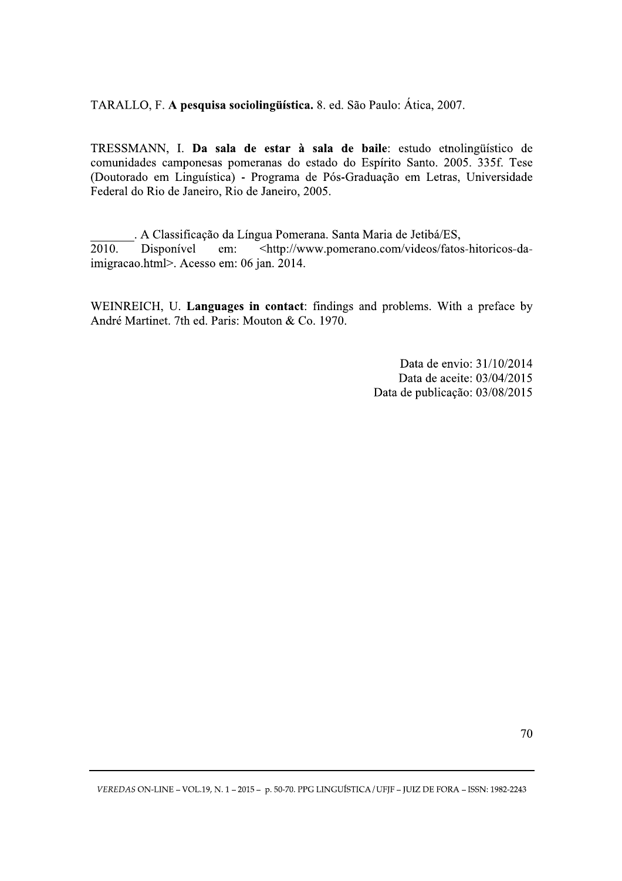TARALLO, F. **A pesquisa sociolingüística.** 8. ed. São Paulo: Ática, 2007.

TRESSMANN, I. **Da sala de estar à sala de baile**: estudo etnolingüístico de comunidades camponesas pomeranas do estado do Espírito Santo. 2005. 335f. Tese (Doutorado em Linguística) - Programa de Pós-Graduação em Letras, Universidade Federal do Rio de Janeiro, Rio de Janeiro, 2005.

_______. A Classificação da Língua Pomerana. Santa Maria de Jetibá/ES, 2010. Disponível em: <http://www.pomerano.com/videos/fatos-hitoricos-da-imigracao.html>. Acesso em: 06 jan. 2014.

WEINREICH, U. **Languages in contact**: findings and problems. With a preface by André Martinet. 7th ed. Paris: Mouton & Co. 1970.

Data de envio: 31/10/2014
Data de aceite: 03/04/2015
Data de publicação: 03/08/2015